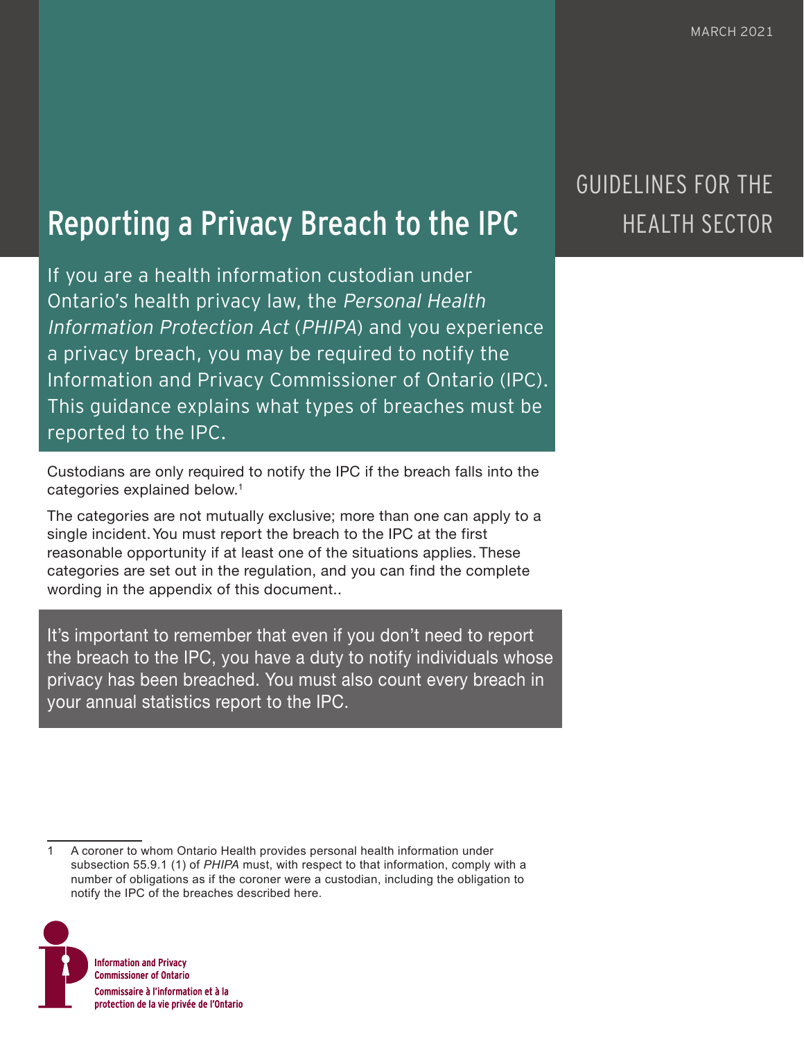MARCH 2021

GUIDELINES FOR THE HEALTH SECTOR

# Reporting a Privacy Breach to the IPC

If you are a health information custodian under Ontario's health privacy law, the *Personal Health Information Protection Act* (*PHIPA*) and you experience a privacy breach, you may be required to notify the Information and Privacy Commissioner of Ontario (IPC). This guidance explains what types of breaches must be reported to the IPC.

Custodians are only required to notify the IPC if the breach falls into the categories explained below.[1]

The categories are not mutually exclusive; more than one can apply to a single incident. You must report the breach to the IPC at the first reasonable opportunity if at least one of the situations applies. These categories are set out in the regulation, and you can find the complete wording in the appendix of this document..

It's important to remember that even if you don't need to report the breach to the IPC, you have a duty to notify individuals whose privacy has been breached. You must also count every breach in your annual statistics report to the IPC.

---

1 A coroner to whom Ontario Health provides personal health information under subsection 55.9.1 (1) of *PHIPA* must, with respect to that information, comply with a number of obligations as if the coroner were a custodian, including the obligation to notify the IPC of the breaches described here.

Information and Privacy Commissioner of Ontario
Commissaire à l'information et à la protection de la vie privée de l'Ontario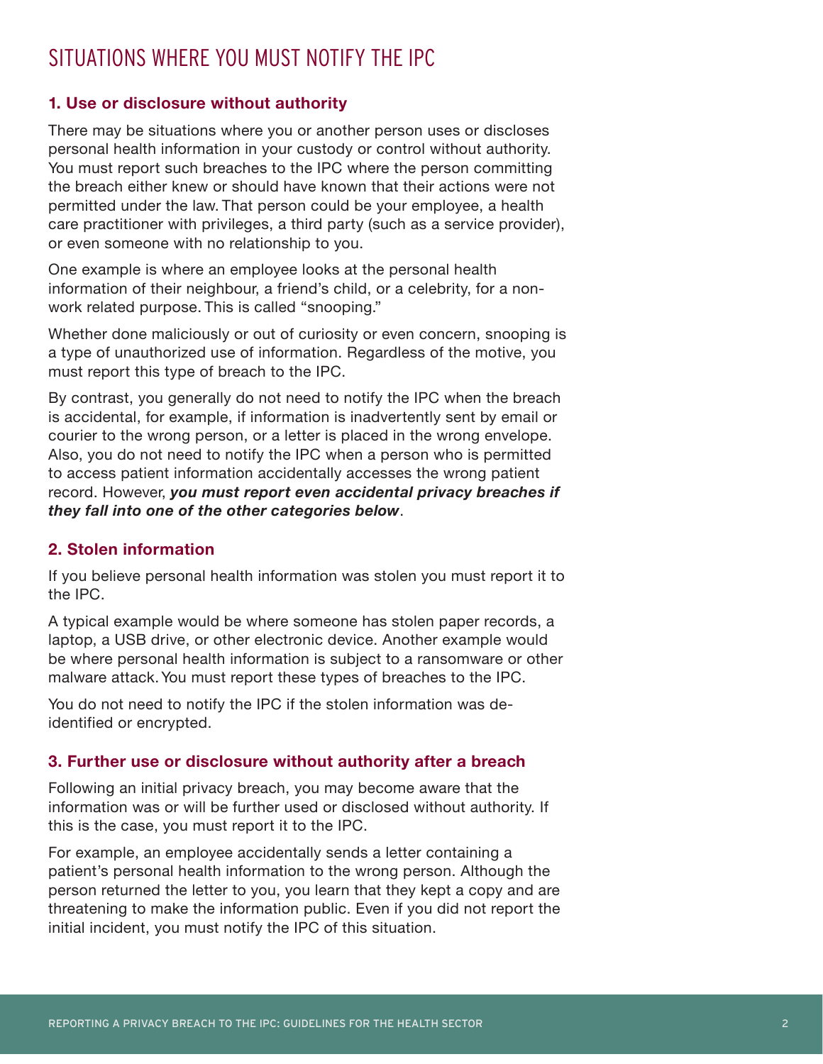## SITUATIONS WHERE YOU MUST NOTIFY THE IPC

### 1. Use or disclosure without authority

There may be situations where you or another person uses or discloses personal health information in your custody or control without authority. You must report such breaches to the IPC where the person committing the breach either knew or should have known that their actions were not permitted under the law. That person could be your employee, a health care practitioner with privileges, a third party (such as a service provider), or even someone with no relationship to you.

One example is where an employee looks at the personal health information of their neighbour, a friend's child, or a celebrity, for a non-work related purpose. This is called "snooping."

Whether done maliciously or out of curiosity or even concern, snooping is a type of unauthorized use of information. Regardless of the motive, you must report this type of breach to the IPC.

By contrast, you generally do not need to notify the IPC when the breach is accidental, for example, if information is inadvertently sent by email or courier to the wrong person, or a letter is placed in the wrong envelope. Also, you do not need to notify the IPC when a person who is permitted to access patient information accidentally accesses the wrong patient record. However, ***you must report even accidental privacy breaches if they fall into one of the other categories below***.

### 2. Stolen information

If you believe personal health information was stolen you must report it to the IPC.

A typical example would be where someone has stolen paper records, a laptop, a USB drive, or other electronic device. Another example would be where personal health information is subject to a ransomware or other malware attack. You must report these types of breaches to the IPC.

You do not need to notify the IPC if the stolen information was de-identified or encrypted.

### 3. Further use or disclosure without authority after a breach

Following an initial privacy breach, you may become aware that the information was or will be further used or disclosed without authority. If this is the case, you must report it to the IPC.

For example, an employee accidentally sends a letter containing a patient's personal health information to the wrong person. Although the person returned the letter to you, you learn that they kept a copy and are threatening to make the information public. Even if you did not report the initial incident, you must notify the IPC of this situation.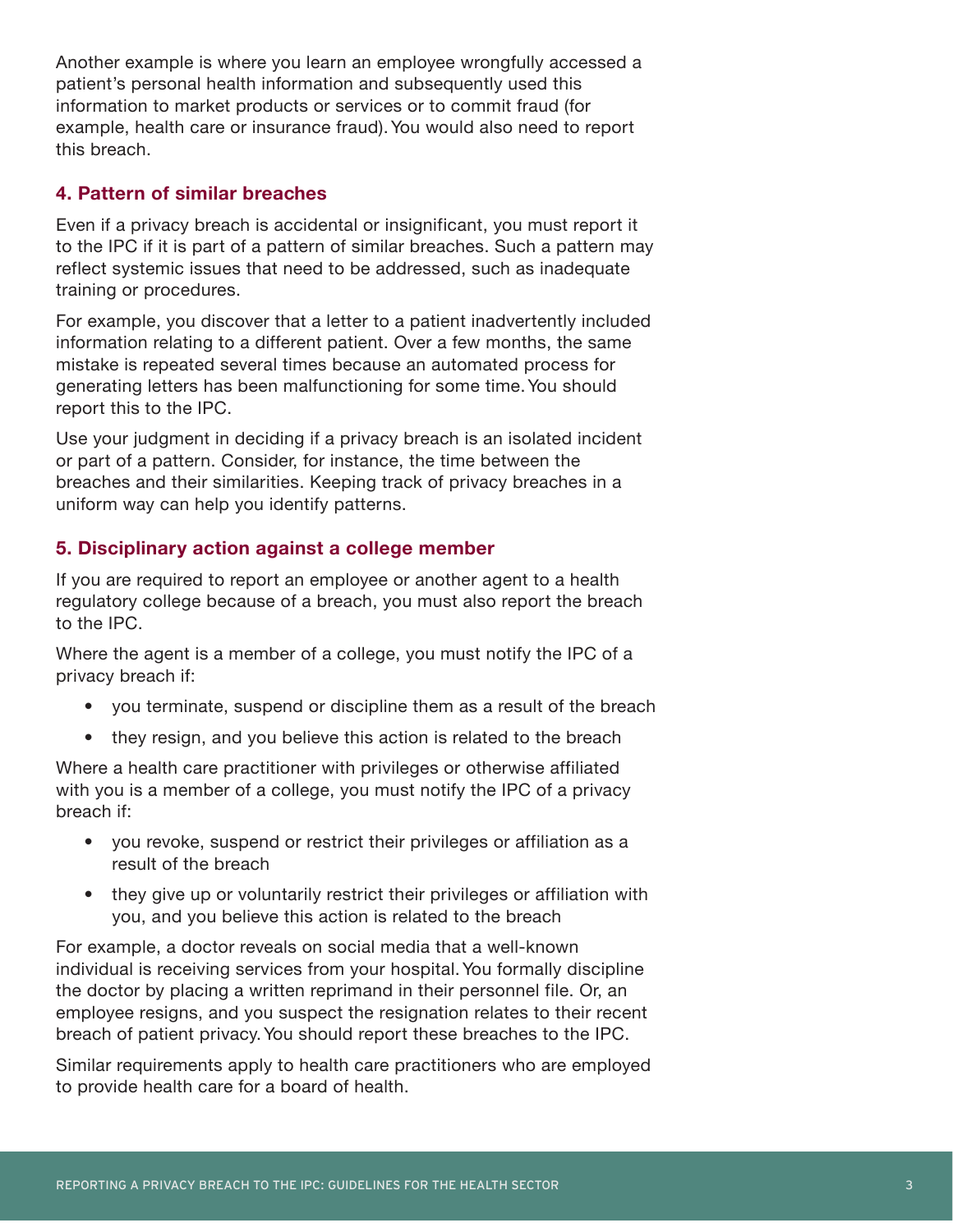Another example is where you learn an employee wrongfully accessed a patient's personal health information and subsequently used this information to market products or services or to commit fraud (for example, health care or insurance fraud). You would also need to report this breach.

### 4. Pattern of similar breaches

Even if a privacy breach is accidental or insignificant, you must report it to the IPC if it is part of a pattern of similar breaches. Such a pattern may reflect systemic issues that need to be addressed, such as inadequate training or procedures.

For example, you discover that a letter to a patient inadvertently included information relating to a different patient. Over a few months, the same mistake is repeated several times because an automated process for generating letters has been malfunctioning for some time. You should report this to the IPC.

Use your judgment in deciding if a privacy breach is an isolated incident or part of a pattern. Consider, for instance, the time between the breaches and their similarities. Keeping track of privacy breaches in a uniform way can help you identify patterns.

### 5. Disciplinary action against a college member

If you are required to report an employee or another agent to a health regulatory college because of a breach, you must also report the breach to the IPC.

Where the agent is a member of a college, you must notify the IPC of a privacy breach if:

- you terminate, suspend or discipline them as a result of the breach
- they resign, and you believe this action is related to the breach

Where a health care practitioner with privileges or otherwise affiliated with you is a member of a college, you must notify the IPC of a privacy breach if:

- you revoke, suspend or restrict their privileges or affiliation as a result of the breach
- they give up or voluntarily restrict their privileges or affiliation with you, and you believe this action is related to the breach

For example, a doctor reveals on social media that a well-known individual is receiving services from your hospital. You formally discipline the doctor by placing a written reprimand in their personnel file. Or, an employee resigns, and you suspect the resignation relates to their recent breach of patient privacy. You should report these breaches to the IPC.

Similar requirements apply to health care practitioners who are employed to provide health care for a board of health.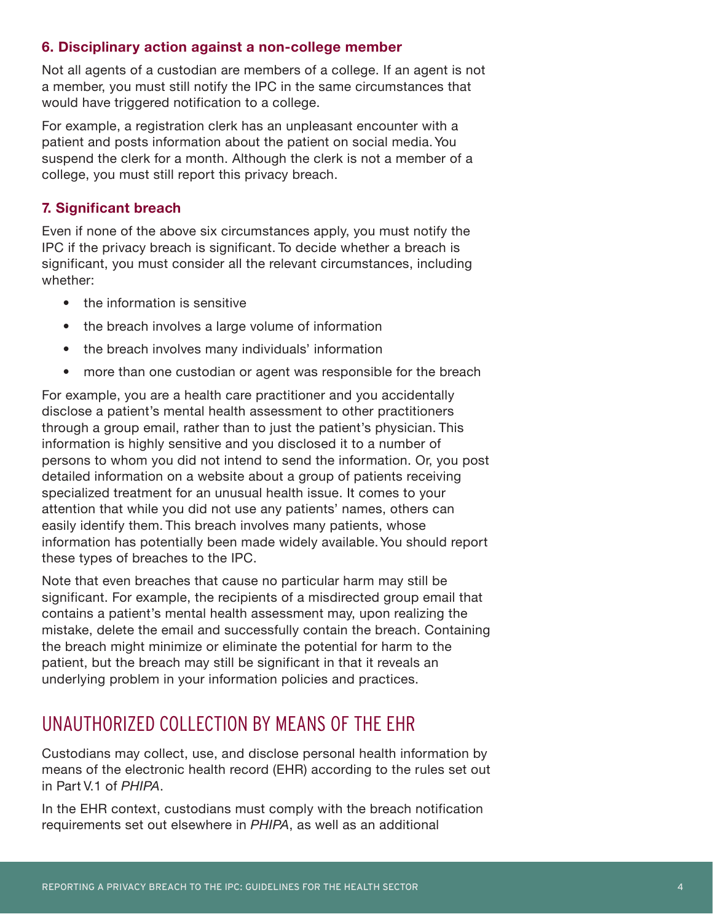### 6. Disciplinary action against a non-college member

Not all agents of a custodian are members of a college. If an agent is not a member, you must still notify the IPC in the same circumstances that would have triggered notification to a college.

For example, a registration clerk has an unpleasant encounter with a patient and posts information about the patient on social media. You suspend the clerk for a month. Although the clerk is not a member of a college, you must still report this privacy breach.

### 7. Significant breach

Even if none of the above six circumstances apply, you must notify the IPC if the privacy breach is significant. To decide whether a breach is significant, you must consider all the relevant circumstances, including whether:

- the information is sensitive
- the breach involves a large volume of information
- the breach involves many individuals' information
- more than one custodian or agent was responsible for the breach

For example, you are a health care practitioner and you accidentally disclose a patient's mental health assessment to other practitioners through a group email, rather than to just the patient's physician. This information is highly sensitive and you disclosed it to a number of persons to whom you did not intend to send the information. Or, you post detailed information on a website about a group of patients receiving specialized treatment for an unusual health issue. It comes to your attention that while you did not use any patients' names, others can easily identify them. This breach involves many patients, whose information has potentially been made widely available. You should report these types of breaches to the IPC.

Note that even breaches that cause no particular harm may still be significant. For example, the recipients of a misdirected group email that contains a patient's mental health assessment may, upon realizing the mistake, delete the email and successfully contain the breach. Containing the breach might minimize or eliminate the potential for harm to the patient, but the breach may still be significant in that it reveals an underlying problem in your information policies and practices.

## UNAUTHORIZED COLLECTION BY MEANS OF THE EHR

Custodians may collect, use, and disclose personal health information by means of the electronic health record (EHR) according to the rules set out in Part V.1 of *PHIPA*.

In the EHR context, custodians must comply with the breach notification requirements set out elsewhere in *PHIPA*, as well as an additional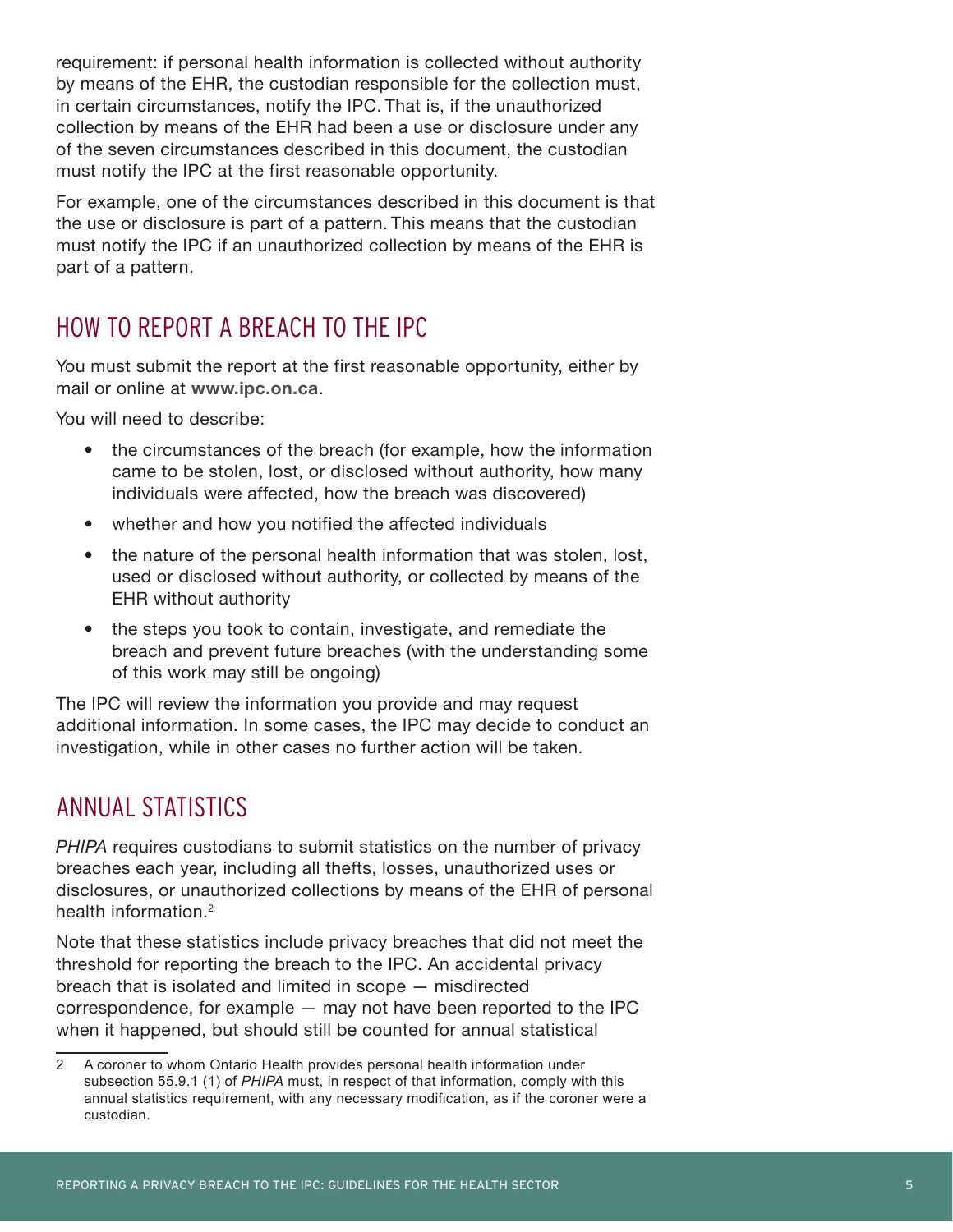requirement: if personal health information is collected without authority by means of the EHR, the custodian responsible for the collection must, in certain circumstances, notify the IPC. That is, if the unauthorized collection by means of the EHR had been a use or disclosure under any of the seven circumstances described in this document, the custodian must notify the IPC at the first reasonable opportunity.

For example, one of the circumstances described in this document is that the use or disclosure is part of a pattern. This means that the custodian must notify the IPC if an unauthorized collection by means of the EHR is part of a pattern.

## HOW TO REPORT A BREACH TO THE IPC

You must submit the report at the first reasonable opportunity, either by mail or online at **www.ipc.on.ca**.

You will need to describe:

- the circumstances of the breach (for example, how the information came to be stolen, lost, or disclosed without authority, how many individuals were affected, how the breach was discovered)
- whether and how you notified the affected individuals
- the nature of the personal health information that was stolen, lost, used or disclosed without authority, or collected by means of the EHR without authority
- the steps you took to contain, investigate, and remediate the breach and prevent future breaches (with the understanding some of this work may still be ongoing)

The IPC will review the information you provide and may request additional information. In some cases, the IPC may decide to conduct an investigation, while in other cases no further action will be taken.

## ANNUAL STATISTICS

*PHIPA* requires custodians to submit statistics on the number of privacy breaches each year, including all thefts, losses, unauthorized uses or disclosures, or unauthorized collections by means of the EHR of personal health information.[2]

Note that these statistics include privacy breaches that did not meet the threshold for reporting the breach to the IPC. An accidental privacy breach that is isolated and limited in scope — misdirected correspondence, for example — may not have been reported to the IPC when it happened, but should still be counted for annual statistical

---

2 A coroner to whom Ontario Health provides personal health information under subsection 55.9.1 (1) of *PHIPA* must, in respect of that information, comply with this annual statistics requirement, with any necessary modification, as if the coroner were a custodian.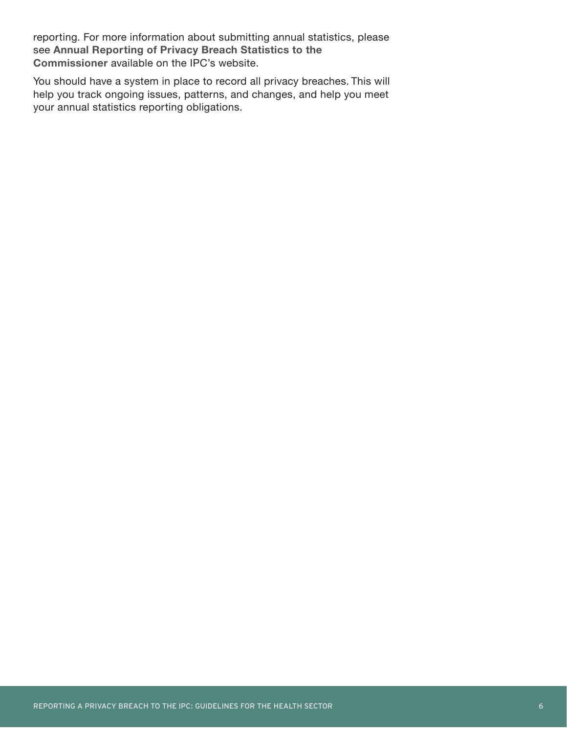reporting. For more information about submitting annual statistics, please see **Annual Reporting of Privacy Breach Statistics to the Commissioner** available on the IPC's website.

You should have a system in place to record all privacy breaches. This will help you track ongoing issues, patterns, and changes, and help you meet your annual statistics reporting obligations.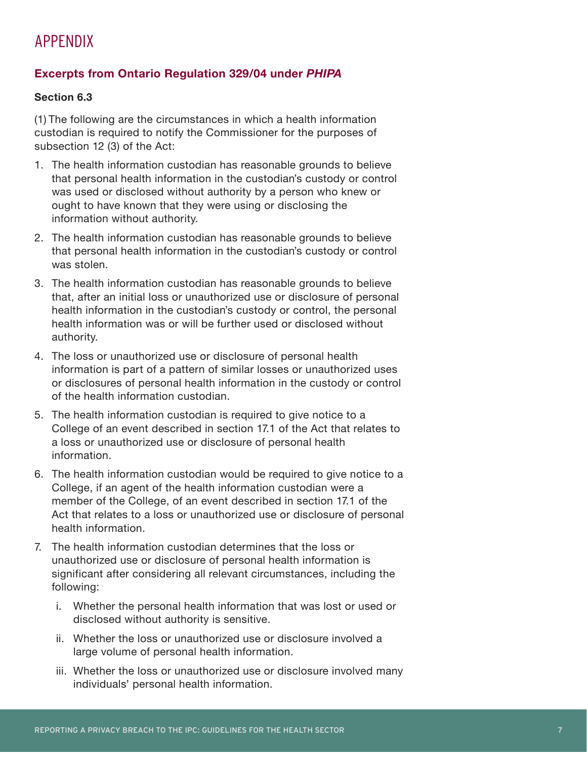# APPENDIX

## Excerpts from Ontario Regulation 329/04 under *PHIPA*

### Section 6.3

(1) The following are the circumstances in which a health information custodian is required to notify the Commissioner for the purposes of subsection 12 (3) of the Act:

1. The health information custodian has reasonable grounds to believe that personal health information in the custodian's custody or control was used or disclosed without authority by a person who knew or ought to have known that they were using or disclosing the information without authority.
2. The health information custodian has reasonable grounds to believe that personal health information in the custodian's custody or control was stolen.
3. The health information custodian has reasonable grounds to believe that, after an initial loss or unauthorized use or disclosure of personal health information in the custodian's custody or control, the personal health information was or will be further used or disclosed without authority.
4. The loss or unauthorized use or disclosure of personal health information is part of a pattern of similar losses or unauthorized uses or disclosures of personal health information in the custody or control of the health information custodian.
5. The health information custodian is required to give notice to a College of an event described in section 17.1 of the Act that relates to a loss or unauthorized use or disclosure of personal health information.
6. The health information custodian would be required to give notice to a College, if an agent of the health information custodian were a member of the College, of an event described in section 17.1 of the Act that relates to a loss or unauthorized use or disclosure of personal health information.
7. The health information custodian determines that the loss or unauthorized use or disclosure of personal health information is significant after considering all relevant circumstances, including the following:
   i. Whether the personal health information that was lost or used or disclosed without authority is sensitive.
   ii. Whether the loss or unauthorized use or disclosure involved a large volume of personal health information.
   iii. Whether the loss or unauthorized use or disclosure involved many individuals' personal health information.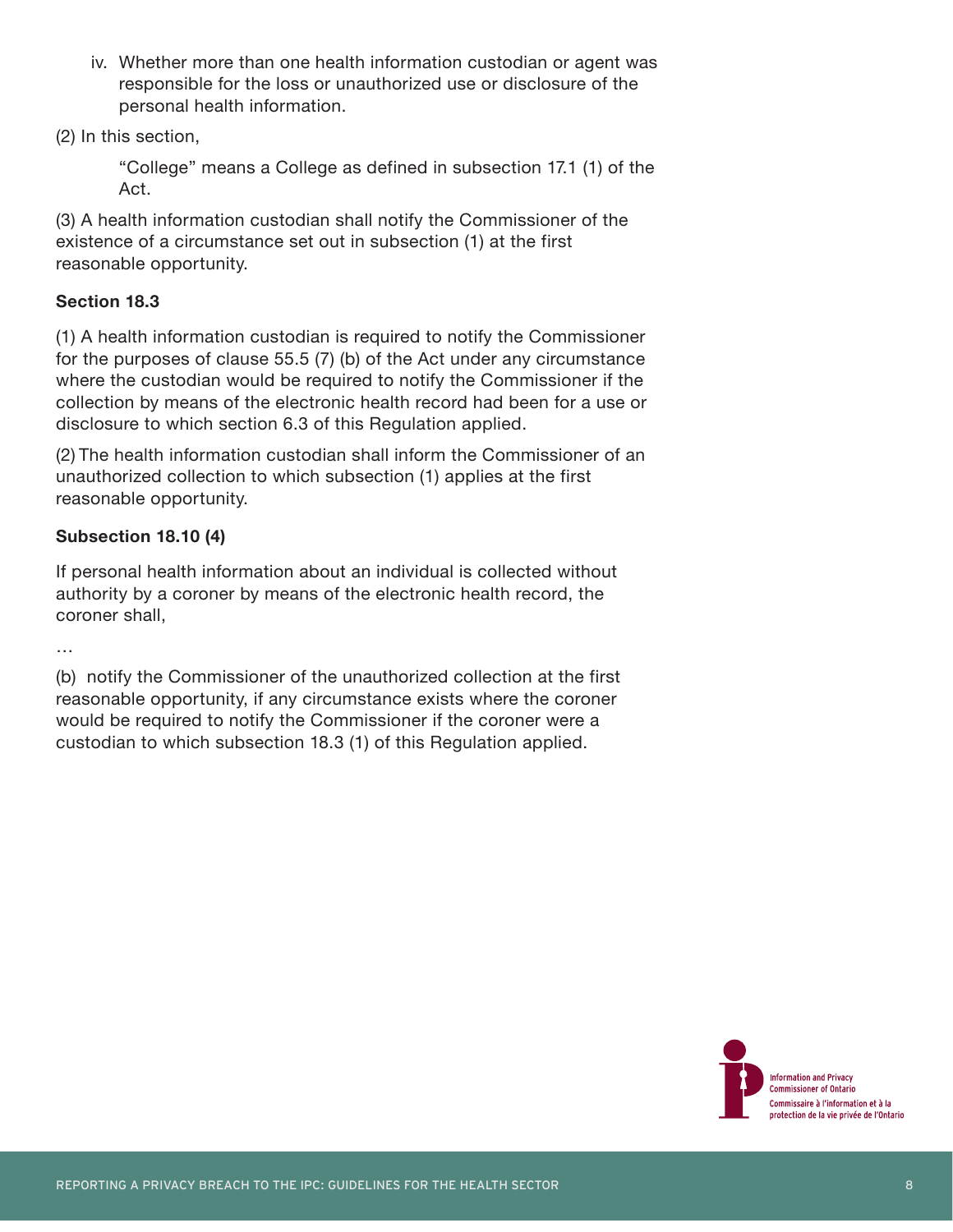iv. Whether more than one health information custodian or agent was responsible for the loss or unauthorized use or disclosure of the personal health information.

(2) In this section,

"College" means a College as defined in subsection 17.1 (1) of the Act.

(3) A health information custodian shall notify the Commissioner of the existence of a circumstance set out in subsection (1) at the first reasonable opportunity.

**Section 18.3**

(1) A health information custodian is required to notify the Commissioner for the purposes of clause 55.5 (7) (b) of the Act under any circumstance where the custodian would be required to notify the Commissioner if the collection by means of the electronic health record had been for a use or disclosure to which section 6.3 of this Regulation applied.

(2) The health information custodian shall inform the Commissioner of an unauthorized collection to which subsection (1) applies at the first reasonable opportunity.

**Subsection 18.10 (4)**

If personal health information about an individual is collected without authority by a coroner by means of the electronic health record, the coroner shall,

…

(b) notify the Commissioner of the unauthorized collection at the first reasonable opportunity, if any circumstance exists where the coroner would be required to notify the Commissioner if the coroner were a custodian to which subsection 18.3 (1) of this Regulation applied.

Information and Privacy Commissioner of Ontario
Commissaire à l'information et à la protection de la vie privée de l'Ontario